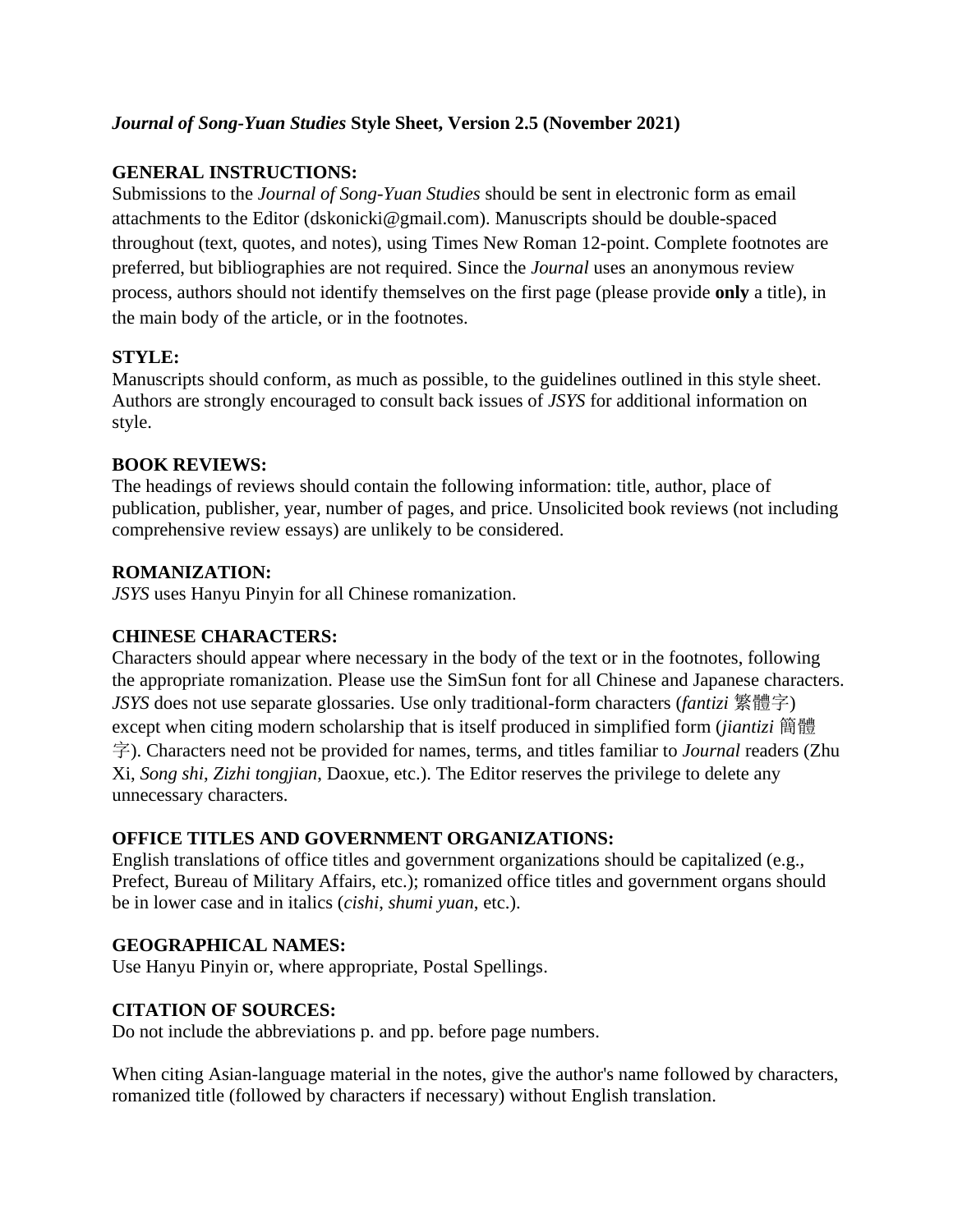# *Journal of Song-Yuan Studies* Style Sheet, Version 2.5 (November 2021)

## GENERAL INSTRUCTIONS:

Submissions to the *Journal of Song-Yuan Studies* should be sent in electronic form as email attachments to the Editor (dskonicki@gmail.com). Manuscripts should be double-spaced throughout (text, quotes, and notes), using Times New Roman 12-point. Complete footnotes are preferred, but bibliographies are not required. Since the *Journal* uses an anonymous review process, authors should not identify themselves on the first page (please provide **only** a title), in the main body of the article, or in the footnotes.

## STYLE:

Manuscripts should conform, as much as possible, to the guidelines outlined in this style sheet. Authors are strongly encouraged to consult back issues of *JSYS* for additional information on style.

## BOOK REVIEWS:

The headings of reviews should contain the following information: title, author, place of publication, publisher, year, number of pages, and price. Unsolicited book reviews (not including comprehensive review essays) are unlikely to be considered.

## ROMANIZATION:

*JSYS* uses Hanyu Pinyin for all Chinese romanization.

## CHINESE CHARACTERS:

Characters should appear where necessary in the body of the text or in the footnotes, following the appropriate romanization. Please use the SimSun font for all Chinese and Japanese characters. *JSYS* does not use separate glossaries. Use only traditional-form characters (*fantizi* 繁體字) except when citing modern scholarship that is itself produced in simplified form (*jiantizi* 簡體字). Characters need not be provided for names, terms, and titles familiar to *Journal* readers (Zhu Xi, *Song shi*, *Zizhi tongjian*, Daoxue, etc.). The Editor reserves the privilege to delete any unnecessary characters.

## OFFICE TITLES AND GOVERNMENT ORGANIZATIONS:

English translations of office titles and government organizations should be capitalized (e.g., Prefect, Bureau of Military Affairs, etc.); romanized office titles and government organs should be in lower case and in italics (*cishi*, *shumi yuan*, etc.).

## GEOGRAPHICAL NAMES:

Use Hanyu Pinyin or, where appropriate, Postal Spellings.

## CITATION OF SOURCES:

Do not include the abbreviations p. and pp. before page numbers.

When citing Asian-language material in the notes, give the author's name followed by characters, romanized title (followed by characters if necessary) without English translation.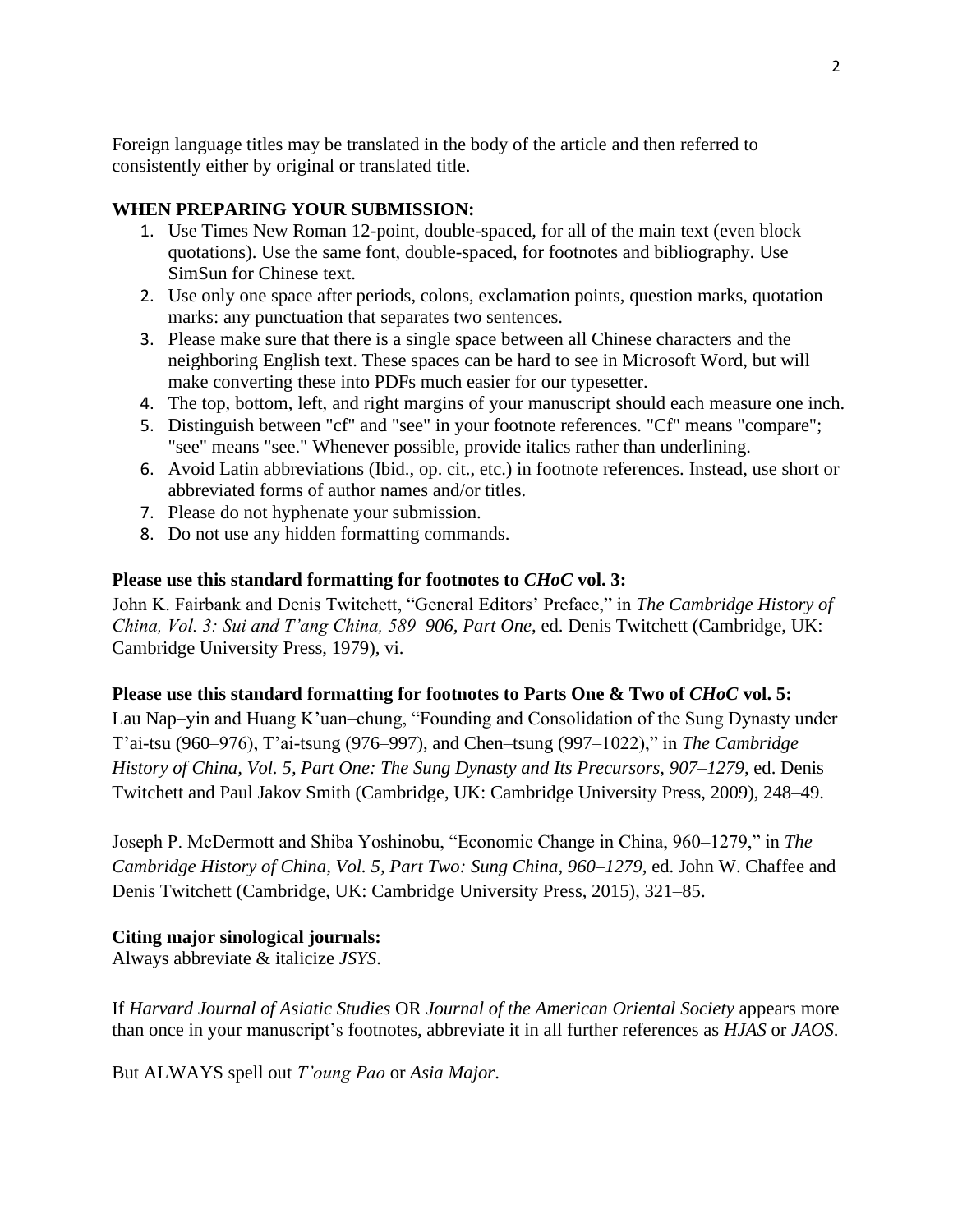Foreign language titles may be translated in the body of the article and then referred to consistently either by original or translated title.

**WHEN PREPARING YOUR SUBMISSION:**

1. Use Times New Roman 12-point, double-spaced, for all of the main text (even block quotations). Use the same font, double-spaced, for footnotes and bibliography. Use SimSun for Chinese text.
2. Use only one space after periods, colons, exclamation points, question marks, quotation marks: any punctuation that separates two sentences.
3. Please make sure that there is a single space between all Chinese characters and the neighboring English text. These spaces can be hard to see in Microsoft Word, but will make converting these into PDFs much easier for our typesetter.
4. The top, bottom, left, and right margins of your manuscript should each measure one inch.
5. Distinguish between "cf" and "see" in your footnote references. "Cf" means "compare"; "see" means "see." Whenever possible, provide italics rather than underlining.
6. Avoid Latin abbreviations (Ibid., op. cit., etc.) in footnote references. Instead, use short or abbreviated forms of author names and/or titles.
7. Please do not hyphenate your submission.
8. Do not use any hidden formatting commands.

**Please use this standard formatting for footnotes to *CHoC* vol. 3:**

John K. Fairbank and Denis Twitchett, "General Editors' Preface," in *The Cambridge History of China, Vol. 3: Sui and T'ang China, 589–906, Part One*, ed. Denis Twitchett (Cambridge, UK: Cambridge University Press, 1979), vi.

**Please use this standard formatting for footnotes to Parts One & Two of *CHoC* vol. 5:**

Lau Nap–yin and Huang K'uan–chung, "Founding and Consolidation of the Sung Dynasty under T'ai-tsu (960–976), T'ai-tsung (976–997), and Chen–tsung (997–1022)," in *The Cambridge History of China, Vol. 5, Part One: The Sung Dynasty and Its Precursors, 907–1279*, ed. Denis Twitchett and Paul Jakov Smith (Cambridge, UK: Cambridge University Press, 2009), 248–49.

Joseph P. McDermott and Shiba Yoshinobu, "Economic Change in China, 960–1279," in *The Cambridge History of China, Vol. 5, Part Two: Sung China, 960–1279*, ed. John W. Chaffee and Denis Twitchett (Cambridge, UK: Cambridge University Press, 2015), 321–85.

**Citing major sinological journals:**

Always abbreviate & italicize *JSYS*.

If *Harvard Journal of Asiatic Studies* OR *Journal of the American Oriental Society* appears more than once in your manuscript's footnotes, abbreviate it in all further references as *HJAS* or *JAOS*.

But ALWAYS spell out *T'oung Pao* or *Asia Major*.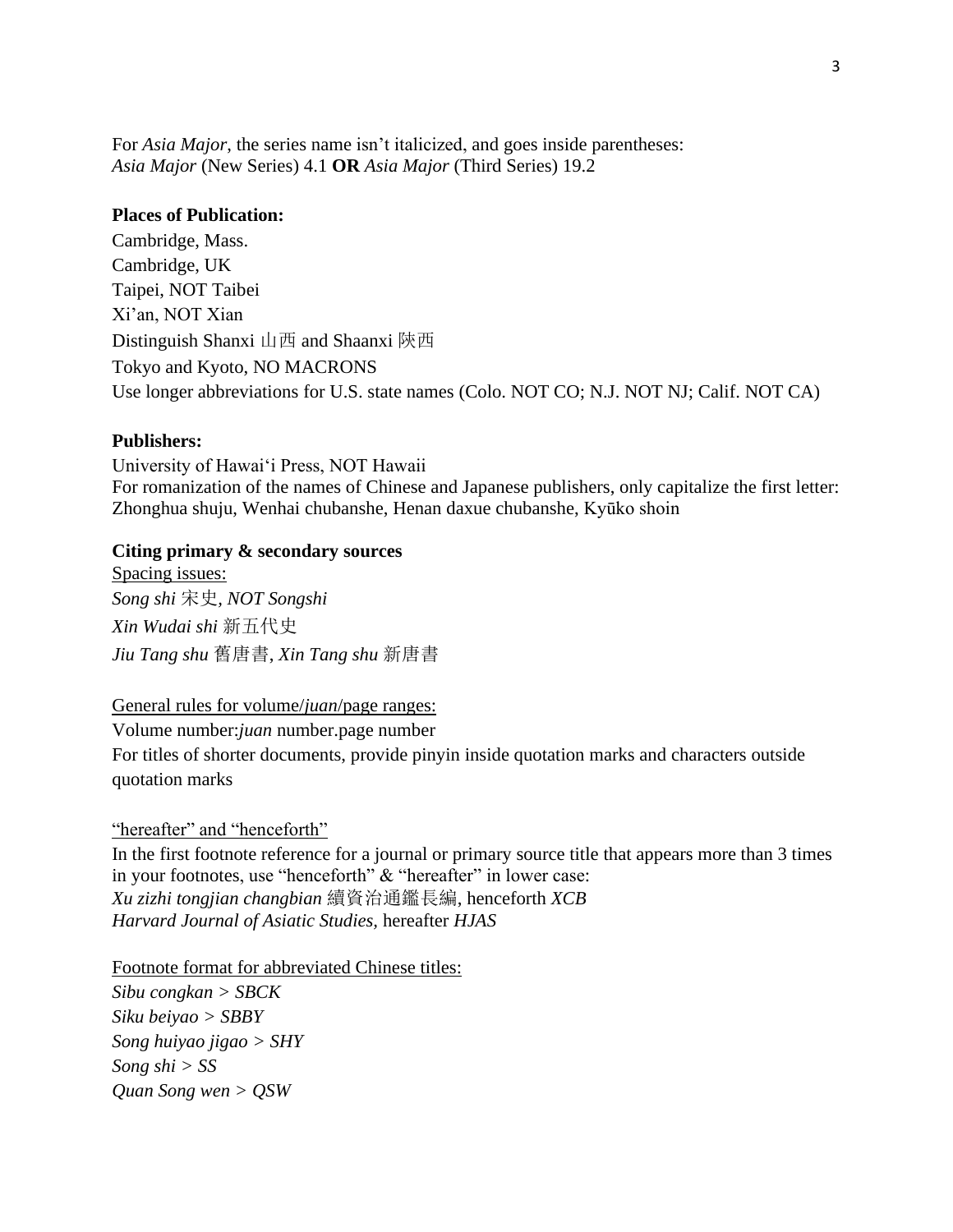For *Asia Major*, the series name isn't italicized, and goes inside parentheses:
*Asia Major* (New Series) 4.1 **OR** *Asia Major* (Third Series) 19.2

**Places of Publication:**

Cambridge, Mass.
Cambridge, UK
Taipei, NOT Taibei
Xi'an, NOT Xian
Distinguish Shanxi 山西 and Shaanxi 陝西
Tokyo and Kyoto, NO MACRONS
Use longer abbreviations for U.S. state names (Colo. NOT CO; N.J. NOT NJ; Calif. NOT CA)

**Publishers:**

University of Hawai'i Press, NOT Hawaii
For romanization of the names of Chinese and Japanese publishers, only capitalize the first letter: Zhonghua shuju, Wenhai chubanshe, Henan daxue chubanshe, Kyūko shoin

**Citing primary & secondary sources**

<u>Spacing issues:</u>

*Song shi* 宋史, *NOT Songshi*
*Xin Wudai shi* 新五代史
*Jiu Tang shu* 舊唐書, *Xin Tang shu* 新唐書

<u>General rules for volume/*juan*/page ranges:</u>

Volume number:*juan* number.page number
For titles of shorter documents, provide pinyin inside quotation marks and characters outside quotation marks

<u>"hereafter" and "henceforth"</u>

In the first footnote reference for a journal or primary source title that appears more than 3 times in your footnotes, use "henceforth" & "hereafter" in lower case:
*Xu zizhi tongjian changbian* 續資治通鑑長編, henceforth *XCB*
*Harvard Journal of Asiatic Studies,* hereafter *HJAS*

<u>Footnote format for abbreviated Chinese titles:</u>

*Sibu congkan > SBCK*
*Siku beiyao > SBBY*
*Song huiyao jigao > SHY*
*Song shi > SS*
*Quan Song wen > QSW*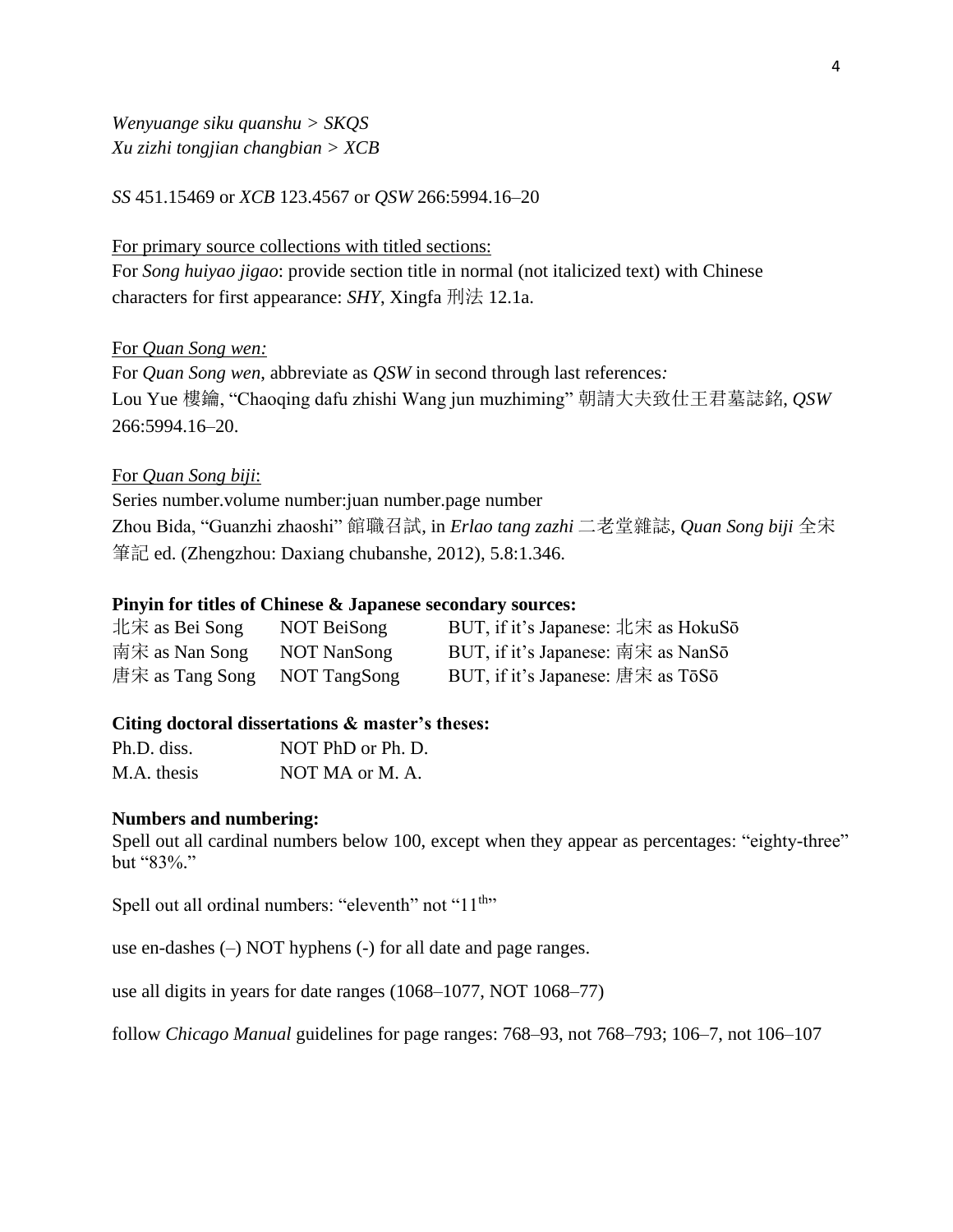*Wenyuange siku quanshu > SKQS*
*Xu zizhi tongjian changbian > XCB*

*SS* 451.15469 or *XCB* 123.4567 or *QSW* 266:5994.16–20

For primary source collections with titled sections:
For *Song huiyao jigao*: provide section title in normal (not italicized text) with Chinese characters for first appearance: *SHY*, Xingfa 刑法 12.1a.

For *Quan Song wen:*
For *Quan Song wen*, abbreviate as *QSW* in second through last references*:*
Lou Yue 樓鑰, "Chaoqing dafu zhishi Wang jun muzhiming" 朝請大夫致仕王君墓誌銘, *QSW* 266:5994.16–20.

For *Quan Song biji*:
Series number.volume number:juan number.page number
Zhou Bida, "Guanzhi zhaoshi" 館職召試, in *Erlao tang zazhi* 二老堂雜誌, *Quan Song biji* 全宋筆記 ed. (Zhengzhou: Daxiang chubanshe, 2012), 5.8:1.346.

**Pinyin for titles of Chinese & Japanese secondary sources:**

| | | |
|---|---|---|
| 北宋 as Bei Song | NOT BeiSong | BUT, if it's Japanese: 北宋 as HokuSō |
| 南宋 as Nan Song | NOT NanSong | BUT, if it's Japanese: 南宋 as NanSō |
| 唐宋 as Tang Song | NOT TangSong | BUT, if it's Japanese: 唐宋 as TōSō |

**Citing doctoral dissertations & master's theses:**

| | |
|---|---|
| Ph.D. diss. | NOT PhD or Ph. D. |
| M.A. thesis | NOT MA or M. A. |

**Numbers and numbering:**
Spell out all cardinal numbers below 100, except when they appear as percentages: "eighty-three" but "83%."

Spell out all ordinal numbers: "eleventh" not "11$^{th}$"

use en-dashes (–) NOT hyphens (-) for all date and page ranges.

use all digits in years for date ranges (1068–1077, NOT 1068–77)

follow *Chicago Manual* guidelines for page ranges: 768–93, not 768–793; 106–7, not 106–107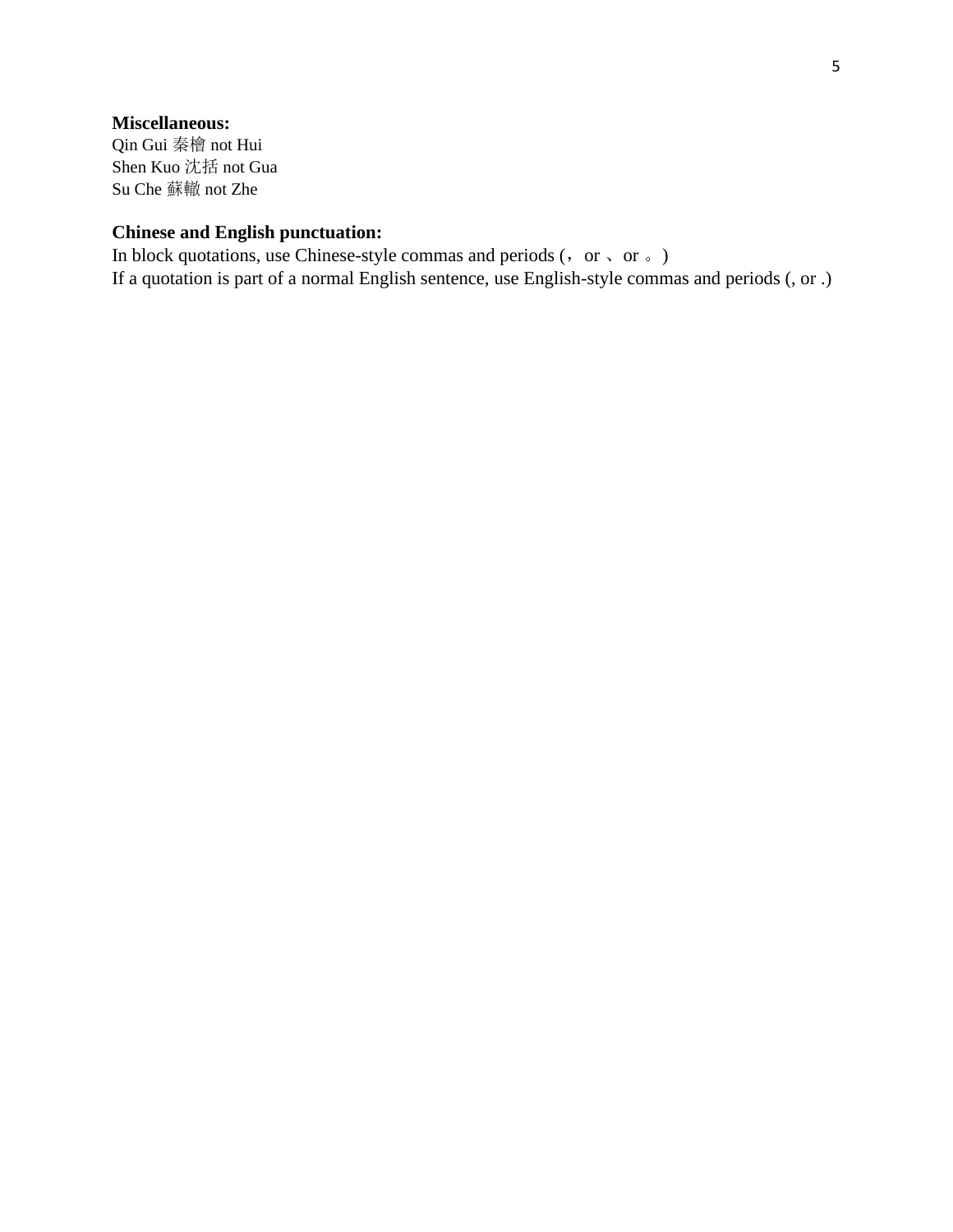**Miscellaneous:**

Qin Gui 秦檜 not Hui
Shen Kuo 沈括 not Gua
Su Che 蘇轍 not Zhe

**Chinese and English punctuation:**

In block quotations, use Chinese-style commas and periods (， or 、or 。)
If a quotation is part of a normal English sentence, use English-style commas and periods (, or .)